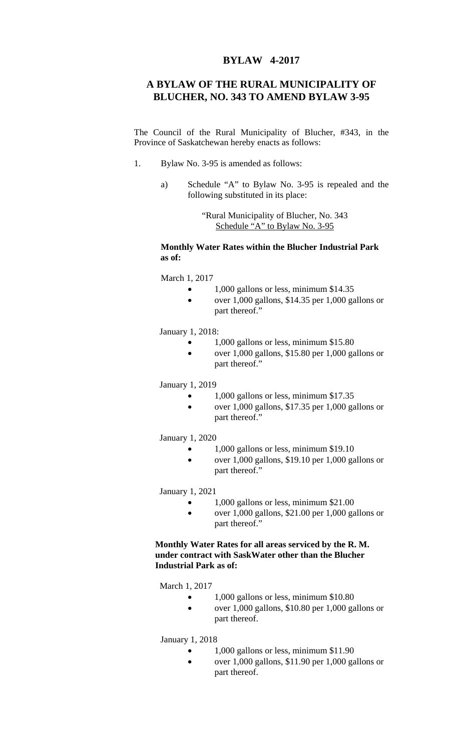# BYLAW 4-2017

## A BYLAW OF THE RURAL MUNICIPALITY OF BLUCHER, NO. 343 TO AMEND BYLAW 3-95

The Council of the Rural Municipality of Blucher, #343, in the Province of Saskatchewan hereby enacts as follows:

1. Bylaw No. 3-95 is amended as follows:

   a) Schedule "A" to Bylaw No. 3-95 is repealed and the following substituted in its place:

      "Rural Municipality of Blucher, No. 343
      Schedule "A" to Bylaw No. 3-95

**Monthly Water Rates within the Blucher Industrial Park as of:**

March 1, 2017

- 1,000 gallons or less, minimum $14.35
- over 1,000 gallons, $14.35 per 1,000 gallons or part thereof."

January 1, 2018:

- 1,000 gallons or less, minimum $15.80
- over 1,000 gallons, $15.80 per 1,000 gallons or part thereof."

January 1, 2019

- 1,000 gallons or less, minimum $17.35
- over 1,000 gallons, $17.35 per 1,000 gallons or part thereof."

January 1, 2020

- 1,000 gallons or less, minimum $19.10
- over 1,000 gallons, $19.10 per 1,000 gallons or part thereof."

January 1, 2021

- 1,000 gallons or less, minimum $21.00
- over 1,000 gallons, $21.00 per 1,000 gallons or part thereof."

**Monthly Water Rates for all areas serviced by the R. M. under contract with SaskWater other than the Blucher Industrial Park as of:**

March 1, 2017

- 1,000 gallons or less, minimum $10.80
- over 1,000 gallons, $10.80 per 1,000 gallons or part thereof.

January 1, 2018

- 1,000 gallons or less, minimum $11.90
- over 1,000 gallons, $11.90 per 1,000 gallons or part thereof.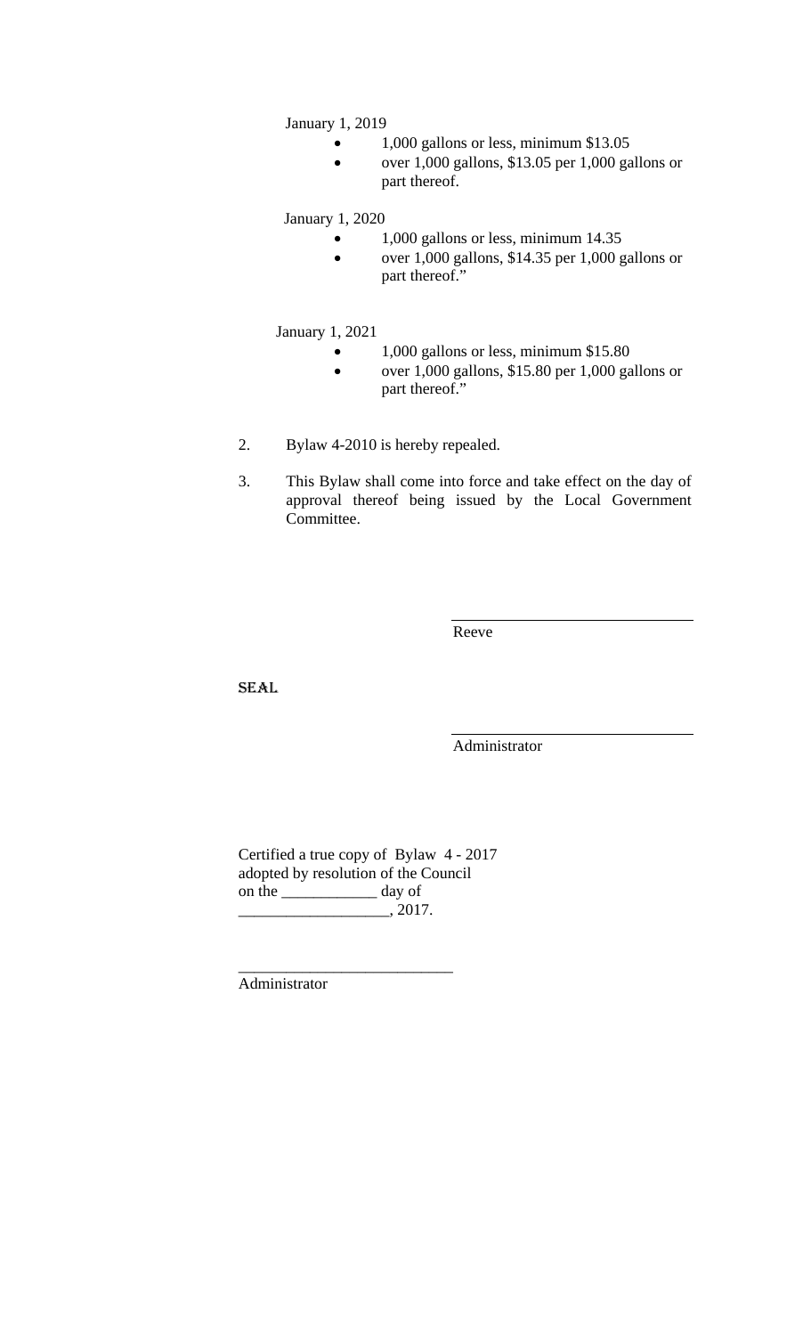January 1, 2019

- 1,000 gallons or less, minimum $13.05
- over 1,000 gallons, $13.05 per 1,000 gallons or part thereof.

January 1, 2020

- 1,000 gallons or less, minimum 14.35
- over 1,000 gallons, $14.35 per 1,000 gallons or part thereof."

January 1, 2021

- 1,000 gallons or less, minimum $15.80
- over 1,000 gallons, $15.80 per 1,000 gallons or part thereof."

2. Bylaw 4-2010 is hereby repealed.

3. This Bylaw shall come into force and take effect on the day of approval thereof being issued by the Local Government Committee.

______________________________

Reeve

**SEAL**

______________________________

Administrator

Certified a true copy of Bylaw 4 - 2017
adopted by resolution of the Council
on the ____________ day of
___________________, 2017.

___________________________

Administrator